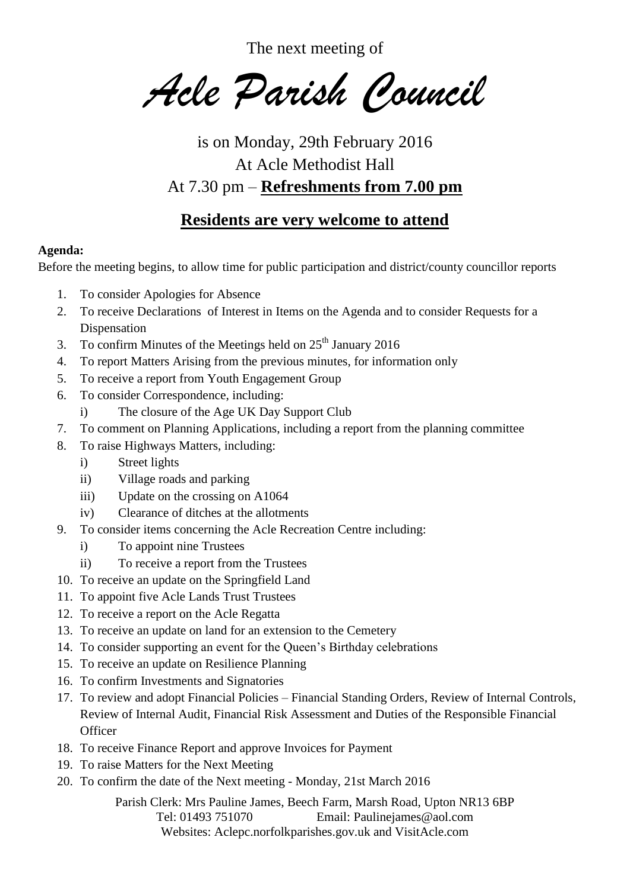The next meeting of

# *Acle Parish Council*

is on Monday, 29th February 2016

At Acle Methodist Hall

At 7.30 pm – **Refreshments from 7.00 pm**

## **Residents are very welcome to attend**

**Agenda:**

Before the meeting begins, to allow time for public participation and district/county councillor reports

1. To consider Apologies for Absence
2. To receive Declarations of Interest in Items on the Agenda and to consider Requests for a Dispensation
3. To confirm Minutes of the Meetings held on 25th January 2016
4. To report Matters Arising from the previous minutes, for information only
5. To receive a report from Youth Engagement Group
6. To consider Correspondence, including:
   i) The closure of the Age UK Day Support Club
7. To comment on Planning Applications, including a report from the planning committee
8. To raise Highways Matters, including:
   i) Street lights
   ii) Village roads and parking
   iii) Update on the crossing on A1064
   iv) Clearance of ditches at the allotments
9. To consider items concerning the Acle Recreation Centre including:
   i) To appoint nine Trustees
   ii) To receive a report from the Trustees
10. To receive an update on the Springfield Land
11. To appoint five Acle Lands Trust Trustees
12. To receive a report on the Acle Regatta
13. To receive an update on land for an extension to the Cemetery
14. To consider supporting an event for the Queen's Birthday celebrations
15. To receive an update on Resilience Planning
16. To confirm Investments and Signatories
17. To review and adopt Financial Policies – Financial Standing Orders, Review of Internal Controls, Review of Internal Audit, Financial Risk Assessment and Duties of the Responsible Financial Officer
18. To receive Finance Report and approve Invoices for Payment
19. To raise Matters for the Next Meeting
20. To confirm the date of the Next meeting - Monday, 21st March 2016

Parish Clerk: Mrs Pauline James, Beech Farm, Marsh Road, Upton NR13 6BP

Tel: 01493 751070 Email: Paulinejames@aol.com

Websites: Aclepc.norfolkparishes.gov.uk and VisitAcle.com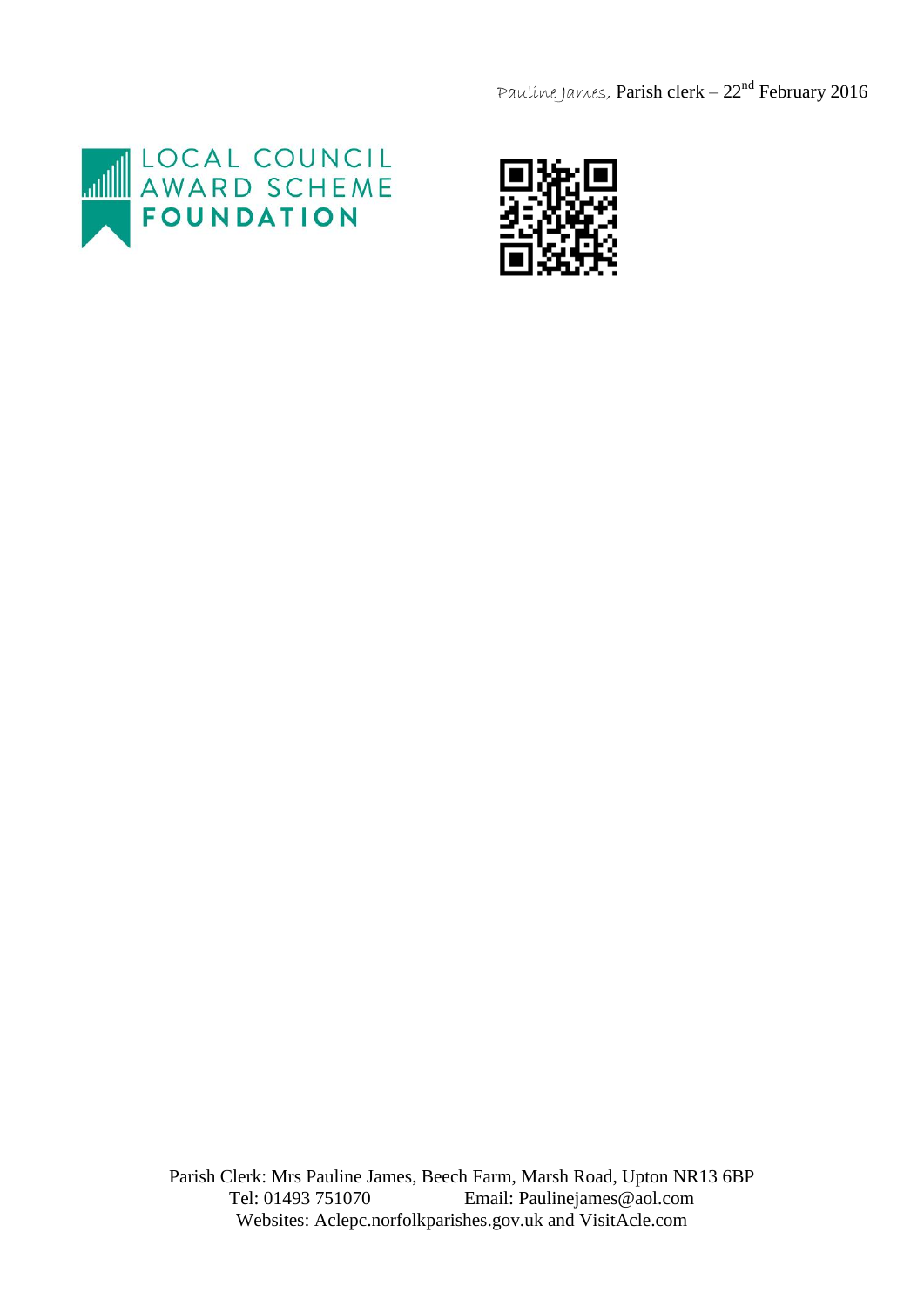Pauline James, Parish clerk – 22nd February 2016

LOCAL COUNCIL AWARD SCHEME FOUNDATION

Parish Clerk: Mrs Pauline James, Beech Farm, Marsh Road, Upton NR13 6BP
Tel: 01493 751070 Email: Paulinejames@aol.com
Websites: Aclepc.norfolkparishes.gov.uk and VisitAcle.com